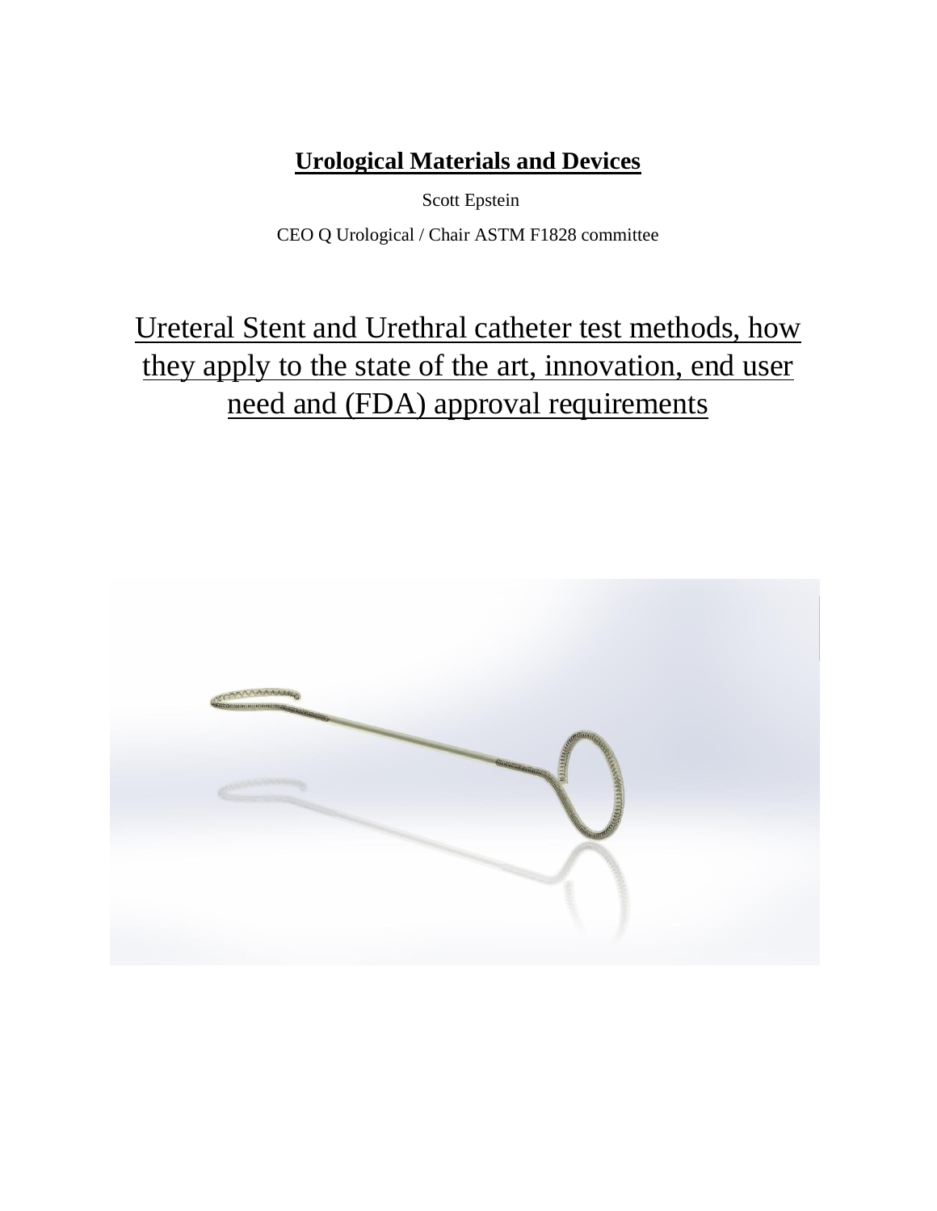# Urological Materials and Devices

Scott Epstein

CEO Q Urological / Chair ASTM F1828 committee

## Ureteral Stent and Urethral catheter test methods, how they apply to the state of the art, innovation, end user need and (FDA) approval requirements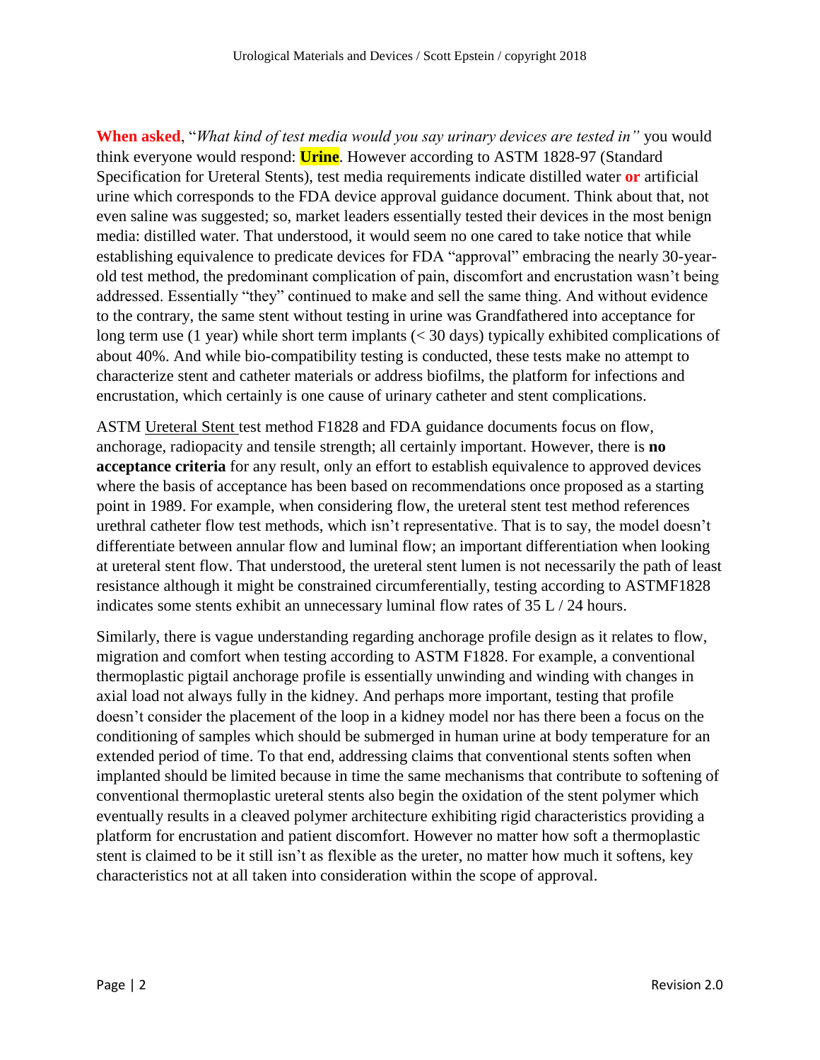**When asked**, "*What kind of test media would you say urinary devices are tested in"* you would think everyone would respond: **Urine**. However according to ASTM 1828-97 (Standard Specification for Ureteral Stents), test media requirements indicate distilled water **or** artificial urine which corresponds to the FDA device approval guidance document. Think about that, not even saline was suggested; so, market leaders essentially tested their devices in the most benign media: distilled water. That understood, it would seem no one cared to take notice that while establishing equivalence to predicate devices for FDA "approval" embracing the nearly 30-year-old test method, the predominant complication of pain, discomfort and encrustation wasn't being addressed. Essentially "they" continued to make and sell the same thing. And without evidence to the contrary, the same stent without testing in urine was Grandfathered into acceptance for long term use (1 year) while short term implants (< 30 days) typically exhibited complications of about 40%. And while bio-compatibility testing is conducted, these tests make no attempt to characterize stent and catheter materials or address biofilms, the platform for infections and encrustation, which certainly is one cause of urinary catheter and stent complications.

ASTM Ureteral Stent test method F1828 and FDA guidance documents focus on flow, anchorage, radiopacity and tensile strength; all certainly important. However, there is **no acceptance criteria** for any result, only an effort to establish equivalence to approved devices where the basis of acceptance has been based on recommendations once proposed as a starting point in 1989. For example, when considering flow, the ureteral stent test method references urethral catheter flow test methods, which isn't representative. That is to say, the model doesn't differentiate between annular flow and luminal flow; an important differentiation when looking at ureteral stent flow. That understood, the ureteral stent lumen is not necessarily the path of least resistance although it might be constrained circumferentially, testing according to ASTMF1828 indicates some stents exhibit an unnecessary luminal flow rates of 35 L / 24 hours.

Similarly, there is vague understanding regarding anchorage profile design as it relates to flow, migration and comfort when testing according to ASTM F1828. For example, a conventional thermoplastic pigtail anchorage profile is essentially unwinding and winding with changes in axial load not always fully in the kidney. And perhaps more important, testing that profile doesn't consider the placement of the loop in a kidney model nor has there been a focus on the conditioning of samples which should be submerged in human urine at body temperature for an extended period of time. To that end, addressing claims that conventional stents soften when implanted should be limited because in time the same mechanisms that contribute to softening of conventional thermoplastic ureteral stents also begin the oxidation of the stent polymer which eventually results in a cleaved polymer architecture exhibiting rigid characteristics providing a platform for encrustation and patient discomfort. However no matter how soft a thermoplastic stent is claimed to be it still isn't as flexible as the ureter, no matter how much it softens, key characteristics not at all taken into consideration within the scope of approval.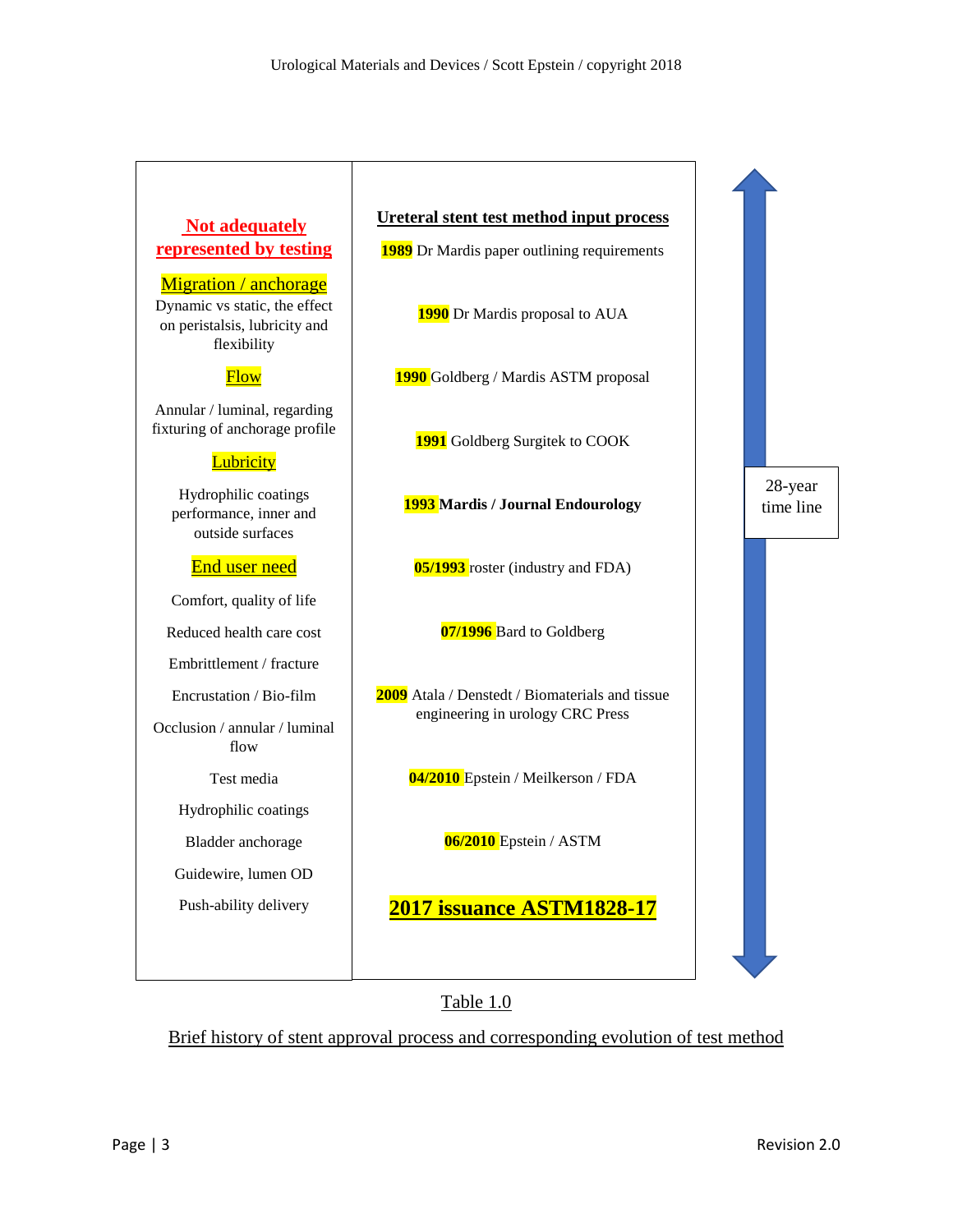| Not adequately represented by testing | Ureteral stent test method input process |
|---|---|
| **Migration / anchorage** | **1989** Dr Mardis paper outlining requirements |
| Dynamic vs static, the effect on peristalsis, lubricity and flexibility | **1990** Dr Mardis proposal to AUA |
| **Flow** | **1990** Goldberg / Mardis ASTM proposal |
| Annular / luminal, regarding fixturing of anchorage profile | **1991** Goldberg Surgitek to COOK |
| **Lubricity** | **1993 Mardis / Journal Endourology** |
| Hydrophilic coatings performance, inner and outside surfaces | **05/1993** roster (industry and FDA) |
| **End user need** | **07/1996** Bard to Goldberg |
| Comfort, quality of life | **2009** Atala / Denstedt / Biomaterials and tissue engineering in urology CRC Press |
| Reduced health care cost | **04/2010** Epstein / Meilkerson / FDA |
| Embrittlement / fracture | **06/2010** Epstein / ASTM |
| Encrustation / Bio-film | **2017 issuance ASTM1828-17** |
| Occlusion / annular / luminal flow | |
| Test media | |
| Hydrophilic coatings | |
| Bladder anchorage | |
| Guidewire, lumen OD | |
| Push-ability delivery | |

28-year time line

Table 1.0

Brief history of stent approval process and corresponding evolution of test method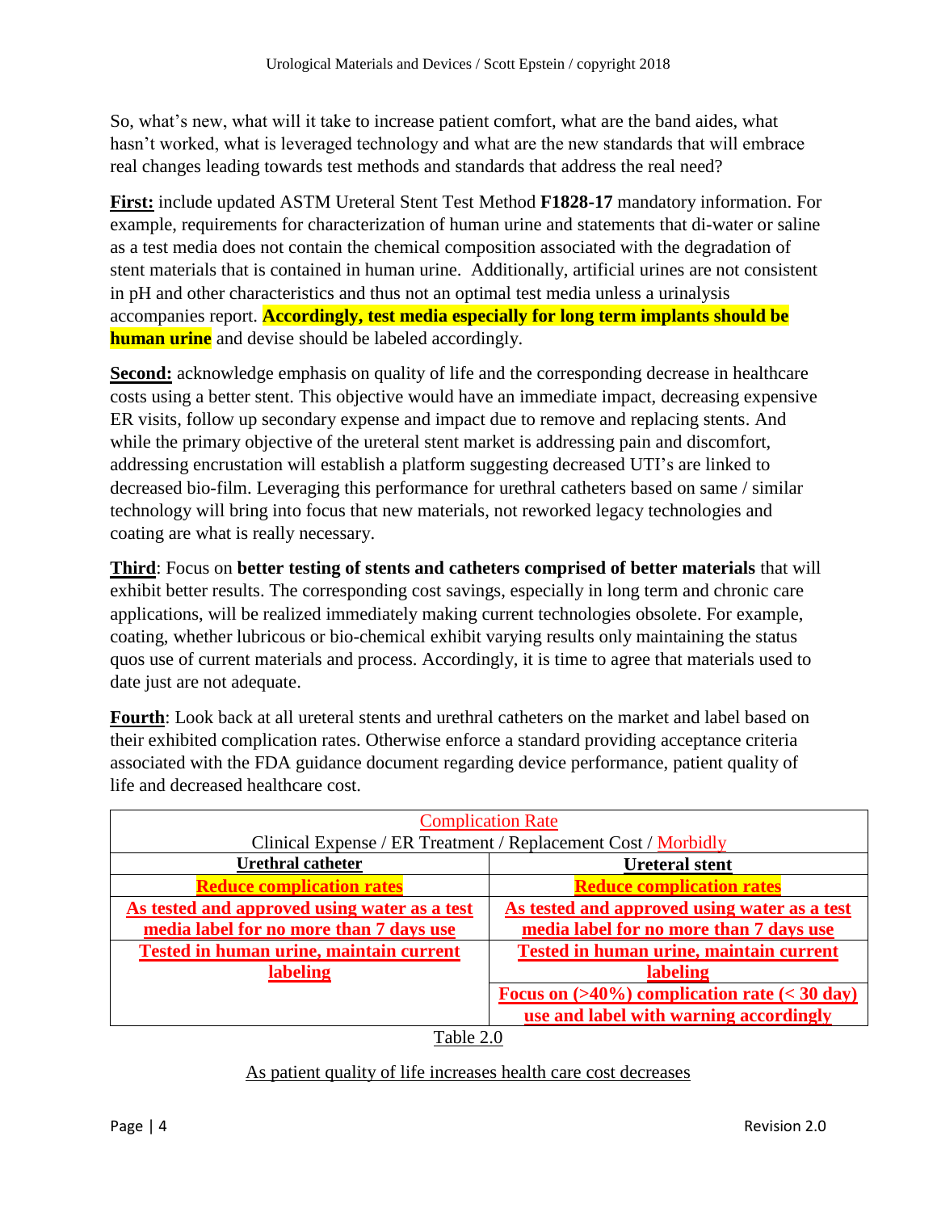So, what's new, what will it take to increase patient comfort, what are the band aides, what hasn't worked, what is leveraged technology and what are the new standards that will embrace real changes leading towards test methods and standards that address the real need?

**First:** include updated ASTM Ureteral Stent Test Method **F1828-17** mandatory information. For example, requirements for characterization of human urine and statements that di-water or saline as a test media does not contain the chemical composition associated with the degradation of stent materials that is contained in human urine. Additionally, artificial urines are not consistent in pH and other characteristics and thus not an optimal test media unless a urinalysis accompanies report. **Accordingly, test media especially for long term implants should be human urine** and devise should be labeled accordingly.

**Second:** acknowledge emphasis on quality of life and the corresponding decrease in healthcare costs using a better stent. This objective would have an immediate impact, decreasing expensive ER visits, follow up secondary expense and impact due to remove and replacing stents. And while the primary objective of the ureteral stent market is addressing pain and discomfort, addressing encrustation will establish a platform suggesting decreased UTI's are linked to decreased bio-film. Leveraging this performance for urethral catheters based on same / similar technology will bring into focus that new materials, not reworked legacy technologies and coating are what is really necessary.

**Third**: Focus on **better testing of stents and catheters comprised of better materials** that will exhibit better results. The corresponding cost savings, especially in long term and chronic care applications, will be realized immediately making current technologies obsolete. For example, coating, whether lubricous or bio-chemical exhibit varying results only maintaining the status quos use of current materials and process. Accordingly, it is time to agree that materials used to date just are not adequate.

**Fourth**: Look back at all ureteral stents and urethral catheters on the market and label based on their exhibited complication rates. Otherwise enforce a standard providing acceptance criteria associated with the FDA guidance document regarding device performance, patient quality of life and decreased healthcare cost.

| Complication Rate<br>Clinical Expense / ER Treatment / Replacement Cost / Morbidly | |
|---|---|
| **Urethral catheter** | **Ureteral stent** |
| **Reduce complication rates** | **Reduce complication rates** |
| **As tested and approved using water as a test media label for no more than 7 days use** | **As tested and approved using water as a test media label for no more than 7 days use** |
| **Tested in human urine, maintain current labeling** | **Tested in human urine, maintain current labeling** |
| | **Focus on (>40%) complication rate (< 30 day) use and label with warning accordingly** |

Table 2.0

As patient quality of life increases health care cost decreases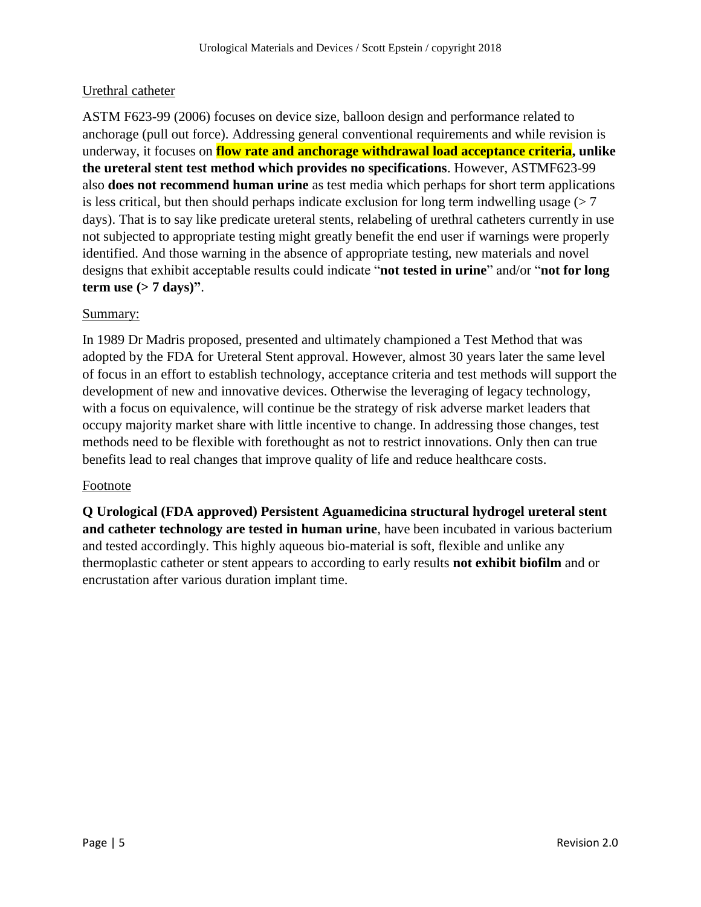Urethral catheter

ASTM F623-99 (2006) focuses on device size, balloon design and performance related to anchorage (pull out force). Addressing general conventional requirements and while revision is underway, it focuses on **flow rate and anchorage withdrawal load acceptance criteria, unlike the ureteral stent test method which provides no specifications**. However, ASTMF623-99 also **does not recommend human urine** as test media which perhaps for short term applications is less critical, but then should perhaps indicate exclusion for long term indwelling usage (> 7 days). That is to say like predicate ureteral stents, relabeling of urethral catheters currently in use not subjected to appropriate testing might greatly benefit the end user if warnings were properly identified. And those warning in the absence of appropriate testing, new materials and novel designs that exhibit acceptable results could indicate "**not tested in urine**" and/or "**not for long term use (> 7 days)"**.

Summary:

In 1989 Dr Madris proposed, presented and ultimately championed a Test Method that was adopted by the FDA for Ureteral Stent approval. However, almost 30 years later the same level of focus in an effort to establish technology, acceptance criteria and test methods will support the development of new and innovative devices. Otherwise the leveraging of legacy technology, with a focus on equivalence, will continue be the strategy of risk adverse market leaders that occupy majority market share with little incentive to change. In addressing those changes, test methods need to be flexible with forethought as not to restrict innovations. Only then can true benefits lead to real changes that improve quality of life and reduce healthcare costs.

Footnote

**Q Urological (FDA approved) Persistent Aguamedicina structural hydrogel ureteral stent and catheter technology are tested in human urine**, have been incubated in various bacterium and tested accordingly. This highly aqueous bio-material is soft, flexible and unlike any thermoplastic catheter or stent appears to according to early results **not exhibit biofilm** and or encrustation after various duration implant time.